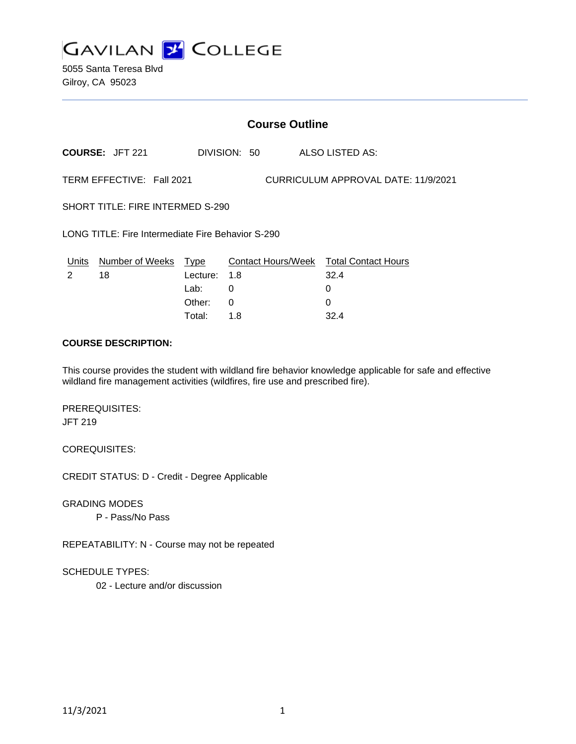# GAVILAN COLLEGE

5055 Santa Teresa Blvd
Gilroy, CA 95023

## Course Outline

**COURSE:** JFT 221 DIVISION: 50 ALSO LISTED AS:

TERM EFFECTIVE: Fall 2021 CURRICULUM APPROVAL DATE: 11/9/2021

SHORT TITLE: FIRE INTERMED S-290

LONG TITLE: Fire Intermediate Fire Behavior S-290

| Units | Number of Weeks | Type | Contact Hours/Week | Total Contact Hours |
|---|---|---|---|---|
| 2 | 18 | Lecture: | 1.8 | 32.4 |
| | | Lab: | 0 | 0 |
| | | Other: | 0 | 0 |
| | | Total: | 1.8 | 32.4 |

**COURSE DESCRIPTION:**

This course provides the student with wildland fire behavior knowledge applicable for safe and effective wildland fire management activities (wildfires, fire use and prescribed fire).

PREREQUISITES:
JFT 219

COREQUISITES:

CREDIT STATUS: D - Credit - Degree Applicable

GRADING MODES
P - Pass/No Pass

REPEATABILITY: N - Course may not be repeated

SCHEDULE TYPES:
02 - Lecture and/or discussion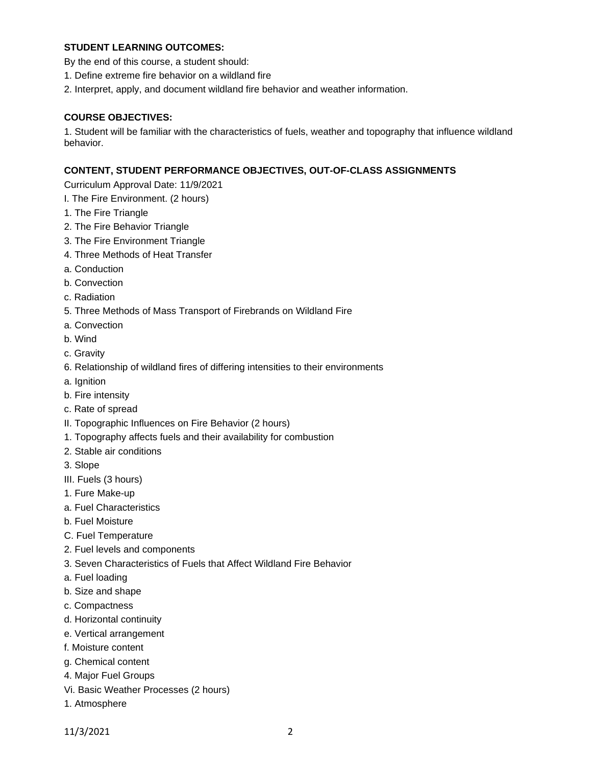### STUDENT LEARNING OUTCOMES:

By the end of this course, a student should:

1. Define extreme fire behavior on a wildland fire
2. Interpret, apply, and document wildland fire behavior and weather information.

### COURSE OBJECTIVES:

1. Student will be familiar with the characteristics of fuels, weather and topography that influence wildland behavior.

### CONTENT, STUDENT PERFORMANCE OBJECTIVES, OUT-OF-CLASS ASSIGNMENTS

Curriculum Approval Date: 11/9/2021

I. The Fire Environment. (2 hours)

1. The Fire Triangle
2. The Fire Behavior Triangle
3. The Fire Environment Triangle
4. Three Methods of Heat Transfer

a. Conduction

b. Convection

c. Radiation

5. Three Methods of Mass Transport of Firebrands on Wildland Fire

a. Convection

b. Wind

c. Gravity

6. Relationship of wildland fires of differing intensities to their environments

a. Ignition

b. Fire intensity

c. Rate of spread

II. Topographic Influences on Fire Behavior (2 hours)

1. Topography affects fuels and their availability for combustion
2. Stable air conditions
3. Slope

III. Fuels (3 hours)

1. Fure Make-up

a. Fuel Characteristics

b. Fuel Moisture

C. Fuel Temperature

2. Fuel levels and components
3. Seven Characteristics of Fuels that Affect Wildland Fire Behavior

a. Fuel loading

b. Size and shape

c. Compactness

d. Horizontal continuity

e. Vertical arrangement

f. Moisture content

g. Chemical content

4. Major Fuel Groups

Vi. Basic Weather Processes (2 hours)

1. Atmosphere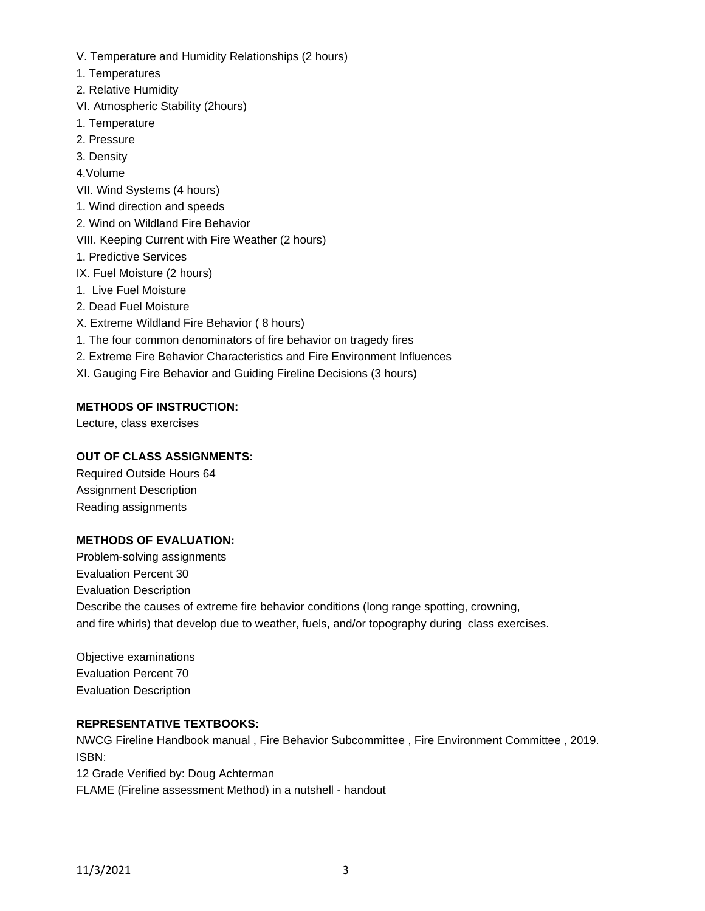V. Temperature and Humidity Relationships (2 hours)

1. Temperatures
2. Relative Humidity

VI. Atmospheric Stability (2hours)

1. Temperature
2. Pressure
3. Density
4. Volume

VII. Wind Systems (4 hours)

1. Wind direction and speeds
2. Wind on Wildland Fire Behavior

VIII. Keeping Current with Fire Weather (2 hours)

1. Predictive Services

IX. Fuel Moisture (2 hours)

1. Live Fuel Moisture
2. Dead Fuel Moisture

X. Extreme Wildland Fire Behavior ( 8 hours)

1. The four common denominators of fire behavior on tragedy fires
2. Extreme Fire Behavior Characteristics and Fire Environment Influences

XI. Gauging Fire Behavior and Guiding Fireline Decisions (3 hours)

**METHODS OF INSTRUCTION:**

Lecture, class exercises

**OUT OF CLASS ASSIGNMENTS:**

Required Outside Hours 64

Assignment Description

Reading assignments

**METHODS OF EVALUATION:**

Problem-solving assignments

Evaluation Percent 30

Evaluation Description

Describe the causes of extreme fire behavior conditions (long range spotting, crowning, and fire whirls) that develop due to weather, fuels, and/or topography during class exercises.

Objective examinations

Evaluation Percent 70

Evaluation Description

**REPRESENTATIVE TEXTBOOKS:**

NWCG Fireline Handbook manual , Fire Behavior Subcommittee , Fire Environment Committee , 2019.

ISBN:

12 Grade Verified by: Doug Achterman

FLAME (Fireline assessment Method) in a nutshell - handout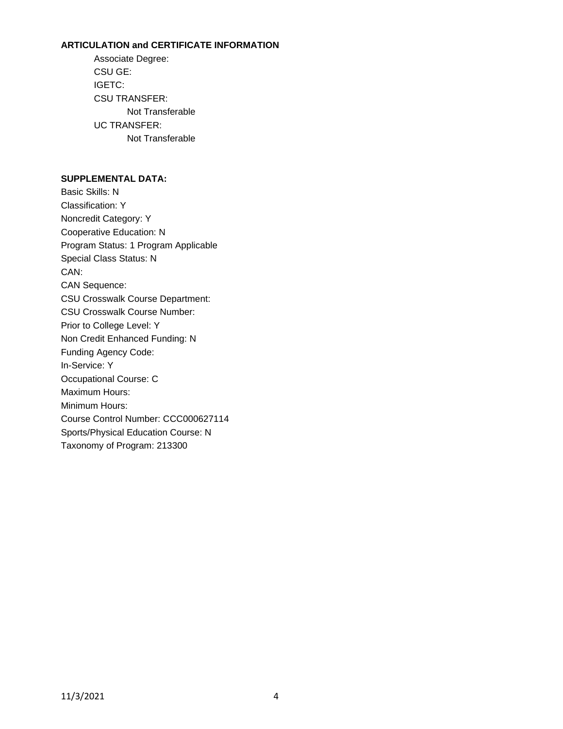**ARTICULATION and CERTIFICATE INFORMATION**

Associate Degree:
CSU GE:
IGETC:
CSU TRANSFER:
Not Transferable
UC TRANSFER:
Not Transferable

**SUPPLEMENTAL DATA:**

Basic Skills: N
Classification: Y
Noncredit Category: Y
Cooperative Education: N
Program Status: 1 Program Applicable
Special Class Status: N
CAN:
CAN Sequence:
CSU Crosswalk Course Department:
CSU Crosswalk Course Number:
Prior to College Level: Y
Non Credit Enhanced Funding: N
Funding Agency Code:
In-Service: Y
Occupational Course: C
Maximum Hours:
Minimum Hours:
Course Control Number: CCC000627114
Sports/Physical Education Course: N
Taxonomy of Program: 213300